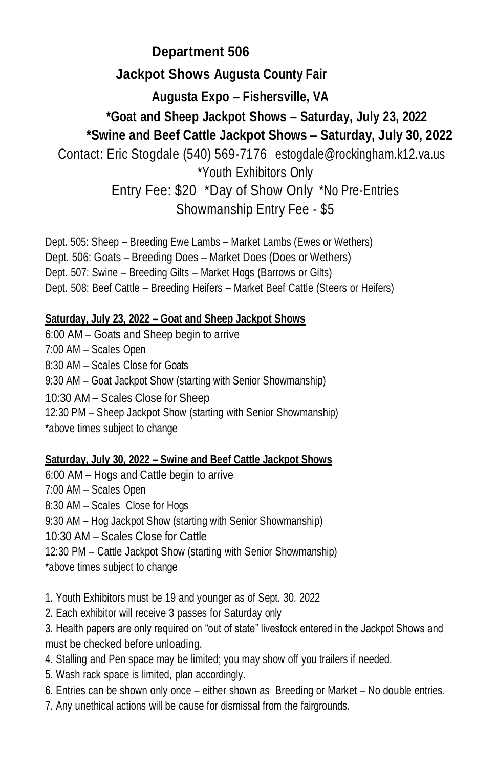## Department 506

## Jackpot Shows Augusta County Fair

### Augusta Expo – Fishersville, VA

### *Goat and Sheep Jackpot Shows – Saturday, July 23, 2022

### *Swine and Beef Cattle Jackpot Shows – Saturday, July 30, 2022

Contact: Eric Stogdale (540) 569-7176 estogdale@rockingham.k12.va.us

*Youth Exhibitors Only

Entry Fee: $20 *Day of Show Only *No Pre-Entries

Showmanship Entry Fee - $5

Dept. 505: Sheep – Breeding Ewe Lambs – Market Lambs (Ewes or Wethers)
Dept. 506: Goats – Breeding Does – Market Does (Does or Wethers)
Dept. 507: Swine – Breeding Gilts – Market Hogs (Barrows or Gilts)
Dept. 508: Beef Cattle – Breeding Heifers – Market Beef Cattle (Steers or Heifers)

**Saturday, July 23, 2022 – Goat and Sheep Jackpot Shows**

6:00 AM – Goats and Sheep begin to arrive
7:00 AM – Scales Open
8:30 AM – Scales Close for Goats
9:30 AM – Goat Jackpot Show (starting with Senior Showmanship)
10:30 AM – Scales Close for Sheep
12:30 PM – Sheep Jackpot Show (starting with Senior Showmanship)
*above times subject to change

**Saturday, July 30, 2022 – Swine and Beef Cattle Jackpot Shows**

6:00 AM – Hogs and Cattle begin to arrive
7:00 AM – Scales Open
8:30 AM – Scales Close for Hogs
9:30 AM – Hog Jackpot Show (starting with Senior Showmanship)
10:30 AM – Scales Close for Cattle
12:30 PM – Cattle Jackpot Show (starting with Senior Showmanship)
*above times subject to change

1. Youth Exhibitors must be 19 and younger as of Sept. 30, 2022
2. Each exhibitor will receive 3 passes for Saturday only
3. Health papers are only required on "out of state" livestock entered in the Jackpot Shows and must be checked before unloading.
4. Stalling and Pen space may be limited; you may show off you trailers if needed.
5. Wash rack space is limited, plan accordingly.
6. Entries can be shown only once – either shown as Breeding or Market – No double entries.
7. Any unethical actions will be cause for dismissal from the fairgrounds.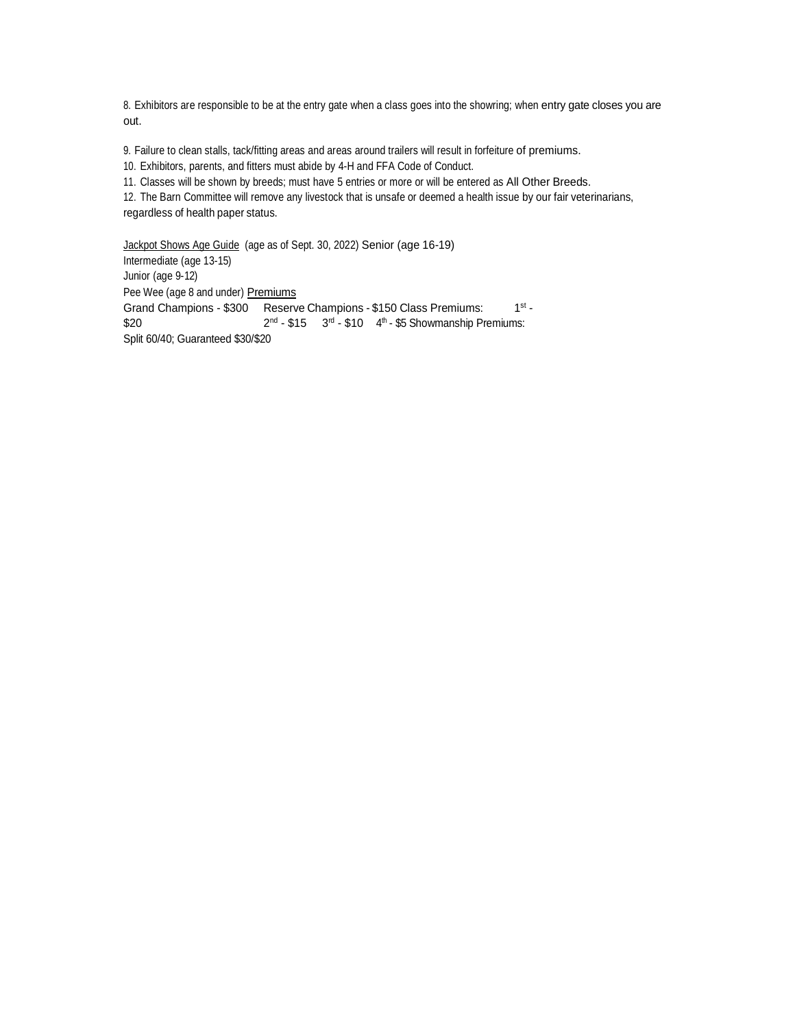8. Exhibitors are responsible to be at the entry gate when a class goes into the showring; when entry gate closes you are out.

9. Failure to clean stalls, tack/fitting areas and areas around trailers will result in forfeiture of premiums.

10. Exhibitors, parents, and fitters must abide by 4-H and FFA Code of Conduct.

11. Classes will be shown by breeds; must have 5 entries or more or will be entered as All Other Breeds.

12. The Barn Committee will remove any livestock that is unsafe or deemed a health issue by our fair veterinarians, regardless of health paper status.

<u>Jackpot Shows Age Guide</u> (age as of Sept. 30, 2022) Senior (age 16-19)
Intermediate (age 13-15)
Junior (age 9-12)
Pee Wee (age 8 and under) <u>Premiums</u>
Grand Champions - $300 Reserve Champions - $150 Class Premiums: 1st - $20 2nd - $15 3rd - $10 4th - $5 Showmanship Premiums: Split 60/40; Guaranteed $30/$20